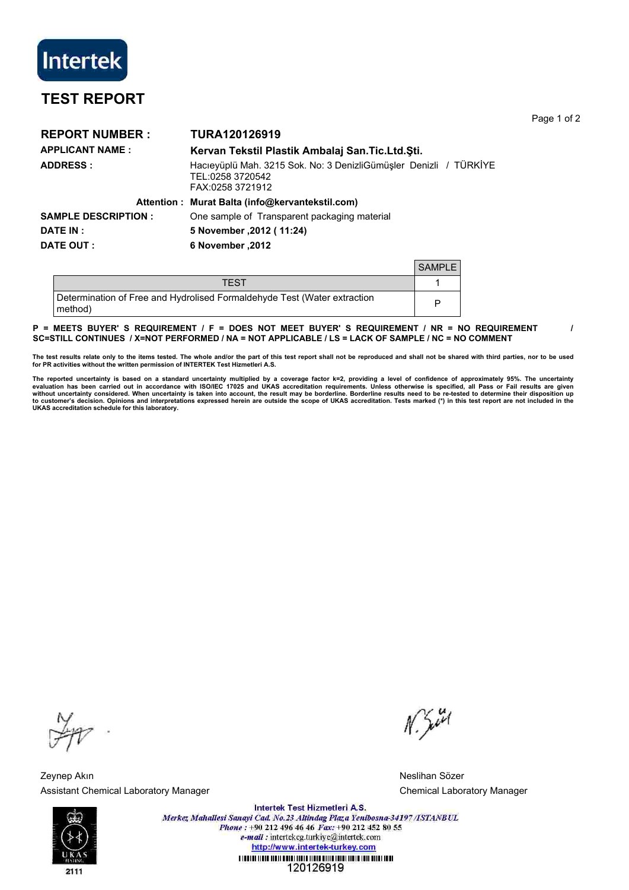Intertek

# TEST REPORT

**REPORT NUMBER :** **TURA120126919**

**APPLICANT NAME :** **Kervan Tekstil Plastik Ambalaj San.Tic.Ltd.Şti.**

**ADDRESS :** Hacıeyüplü Mah. 3215 Sok. No: 3 DenizliGümüşler Denizli / TÜRKİYE
TEL:0258 3720542
FAX:0258 3721912

**Attention :** **Murat Balta (info@kervantekstil.com)**

**SAMPLE DESCRIPTION :** One sample of Transparent packaging material

**DATE IN :** **5 November ,2012 ( 11:24)**

**DATE OUT :** **6 November ,2012**

| TEST | SAMPLE 1 |
|---|---|
| Determination of Free and Hydrolised Formaldehyde Test (Water extraction method) | P |

**P = MEETS BUYER' S REQUIREMENT / F = DOES NOT MEET BUYER' S REQUIREMENT / NR = NO REQUIREMENT / SC=STILL CONTINUES / X=NOT PERFORMED / NA = NOT APPLICABLE / LS = LACK OF SAMPLE / NC = NO COMMENT**

**The test results relate only to the items tested. The whole and/or the part of this test report shall not be reproduced and shall not be shared with third parties, nor to be used for PR activities without the written permission of INTERTEK Test Hizmetleri A.S.**

**The reported uncertainty is based on a standard uncertainty multiplied by a coverage factor k=2, providing a level of confidence of approximately 95%. The uncertainty evaluation has been carried out in accordance with ISO/IEC 17025 and UKAS accreditation requirements. Unless otherwise is specified, all Pass or Fail results are given without uncertainty considered. When uncertainty is taken into account, the result may be borderline. Borderline results need to be re-tested to determine their disposition up to customer's decision. Opinions and interpretations expressed herein are outside the scope of UKAS accreditation. Tests marked (\*) in this test report are not included in the UKAS accreditation schedule for this laboratory.**

Zeynep Akın
Assistant Chemical Laboratory Manager

Neslihan Sözer
Chemical Laboratory Manager

UKAS TESTING 2111

Intertek Test Hizmetleri A.S.
*Merkez Mahallesi Sanayi Cad. No.23 Altindag Plaza Yenibosna-34197 /ISTANBUL*
*Phone :* +90 212 496 46 46 *Fax:* +90 212 452 80 55
*e-mail :* intertekcg.turkiye@intertek.com
http://www.intertek-turkey.com

120126919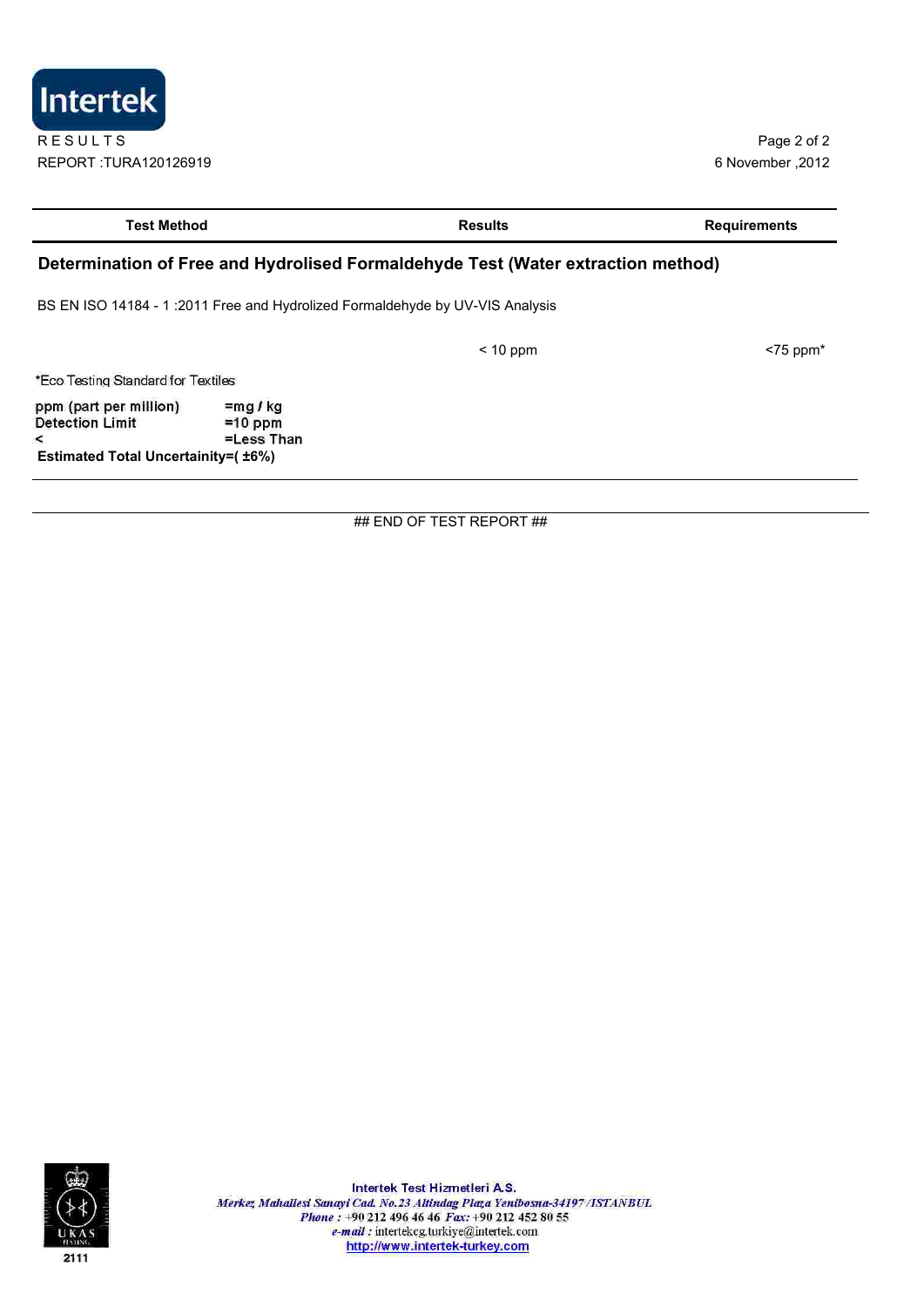RESULTS

REPORT :TURA120126919

6 November ,2012

| Test Method | Results | Requirements |
|---|---|---|
| **Determination of Free and Hydrolised Formaldehyde Test (Water extraction method)** | | |
| BS EN ISO 14184 - 1 :2011 Free and Hydrolized Formaldehyde by UV-VIS Analysis | | |
| | < 10 ppm | <75 ppm* |

*Eco Testing Standard for Textiles

**ppm (part per million)** =mg / kg
**Detection Limit** =10 ppm
**<** =Less Than
**Estimated Total Uncertainity=( ±6%)**

## END OF TEST REPORT ##

Intertek Test Hizmetleri A.S.
*Merkez Mahallesi Sanayi Cad. No.23 Altindag Plaza Yenibosna-34197 /ISTANBUL*
*Phone :* +90 212 496 46 46 *Fax:* +90 212 452 80 55
*e-mail :* intertekcg.turkiye@intertek.com
http://www.intertek-turkey.com

2111